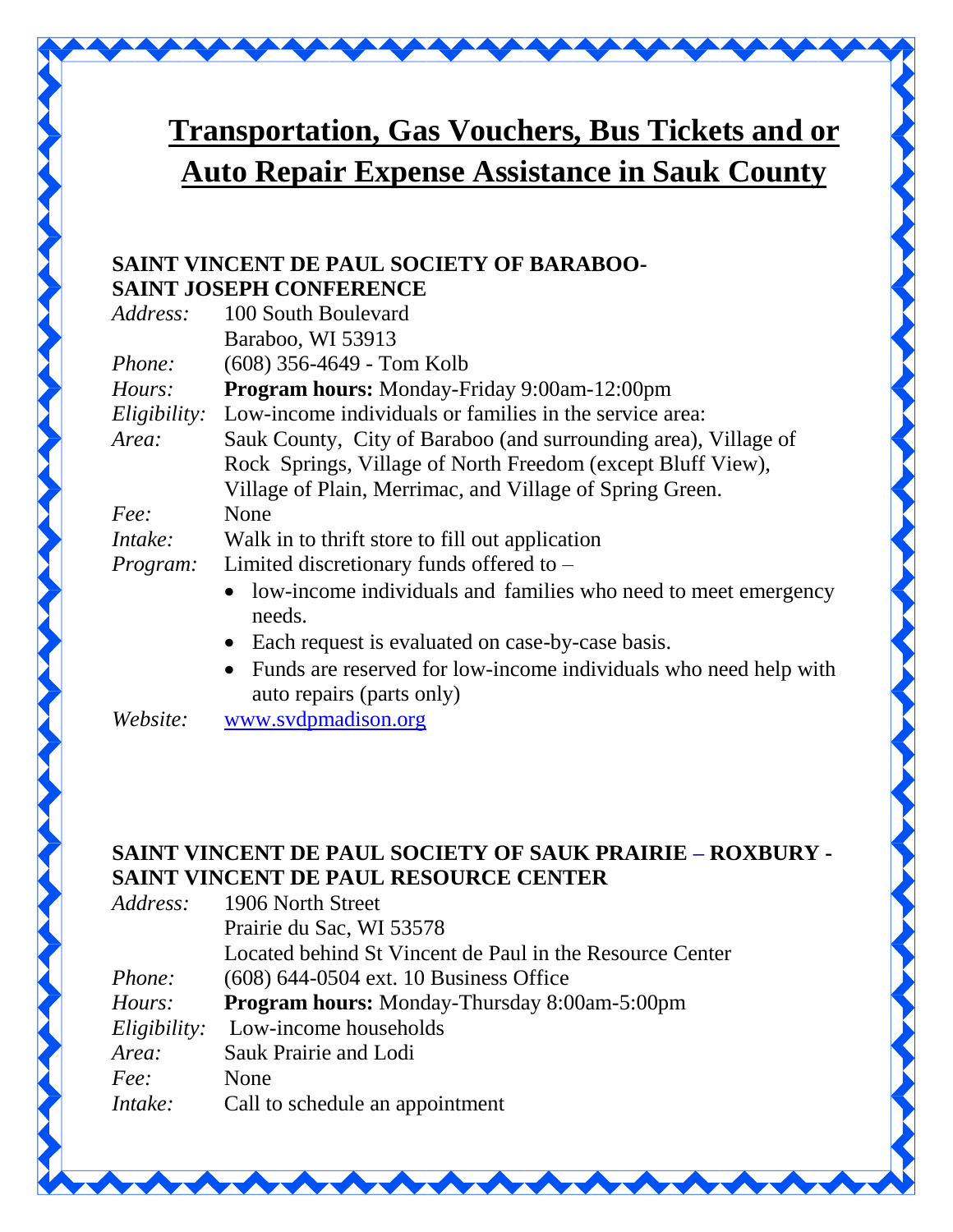# Transportation, Gas Vouchers, Bus Tickets and or Auto Repair Expense Assistance in Sauk County

**SAINT VINCENT DE PAUL SOCIETY OF BARABOO-**
**SAINT JOSEPH CONFERENCE**

*Address:* 100 South Boulevard
Baraboo, WI 53913

*Phone:* (608) 356-4649 - Tom Kolb

*Hours:* **Program hours:** Monday-Friday 9:00am-12:00pm

*Eligibility:* Low-income individuals or families in the service area:

*Area:* Sauk County, City of Baraboo (and surrounding area), Village of Rock Springs, Village of North Freedom (except Bluff View), Village of Plain, Merrimac, and Village of Spring Green.

*Fee:* None

*Intake:* Walk in to thrift store to fill out application

*Program:* Limited discretionary funds offered to –

- low-income individuals and families who need to meet emergency needs.
- Each request is evaluated on case-by-case basis.
- Funds are reserved for low-income individuals who need help with auto repairs (parts only)

*Website:* www.svdpmadison.org

**SAINT VINCENT DE PAUL SOCIETY OF SAUK PRAIRIE – ROXBURY -**
**SAINT VINCENT DE PAUL RESOURCE CENTER**

*Address:* 1906 North Street
Prairie du Sac, WI 53578
Located behind St Vincent de Paul in the Resource Center

*Phone:* (608) 644-0504 ext. 10 Business Office

*Hours:* **Program hours:** Monday-Thursday 8:00am-5:00pm

*Eligibility:* Low-income households

*Area:* Sauk Prairie and Lodi

*Fee:* None

*Intake:* Call to schedule an appointment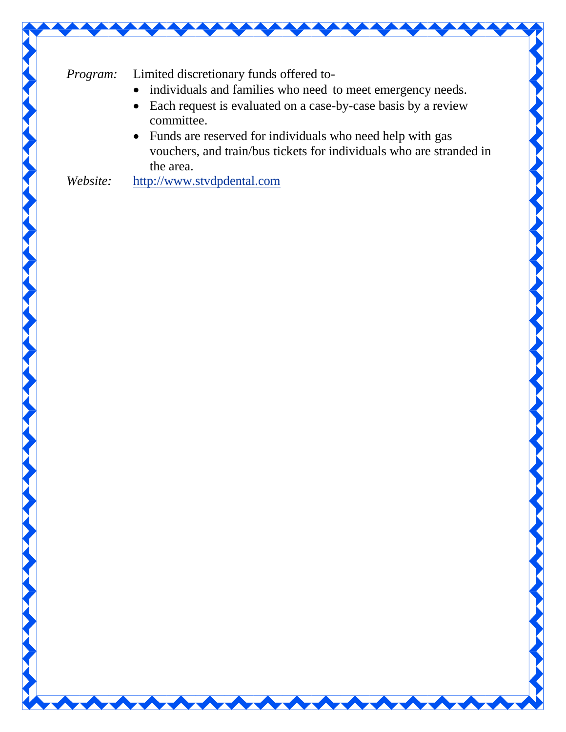*Program:* Limited discretionary funds offered to-

- individuals and families who need to meet emergency needs.
- Each request is evaluated on a case-by-case basis by a review committee.
- Funds are reserved for individuals who need help with gas vouchers, and train/bus tickets for individuals who are stranded in the area.

*Website:* http://www.stvdpdental.com